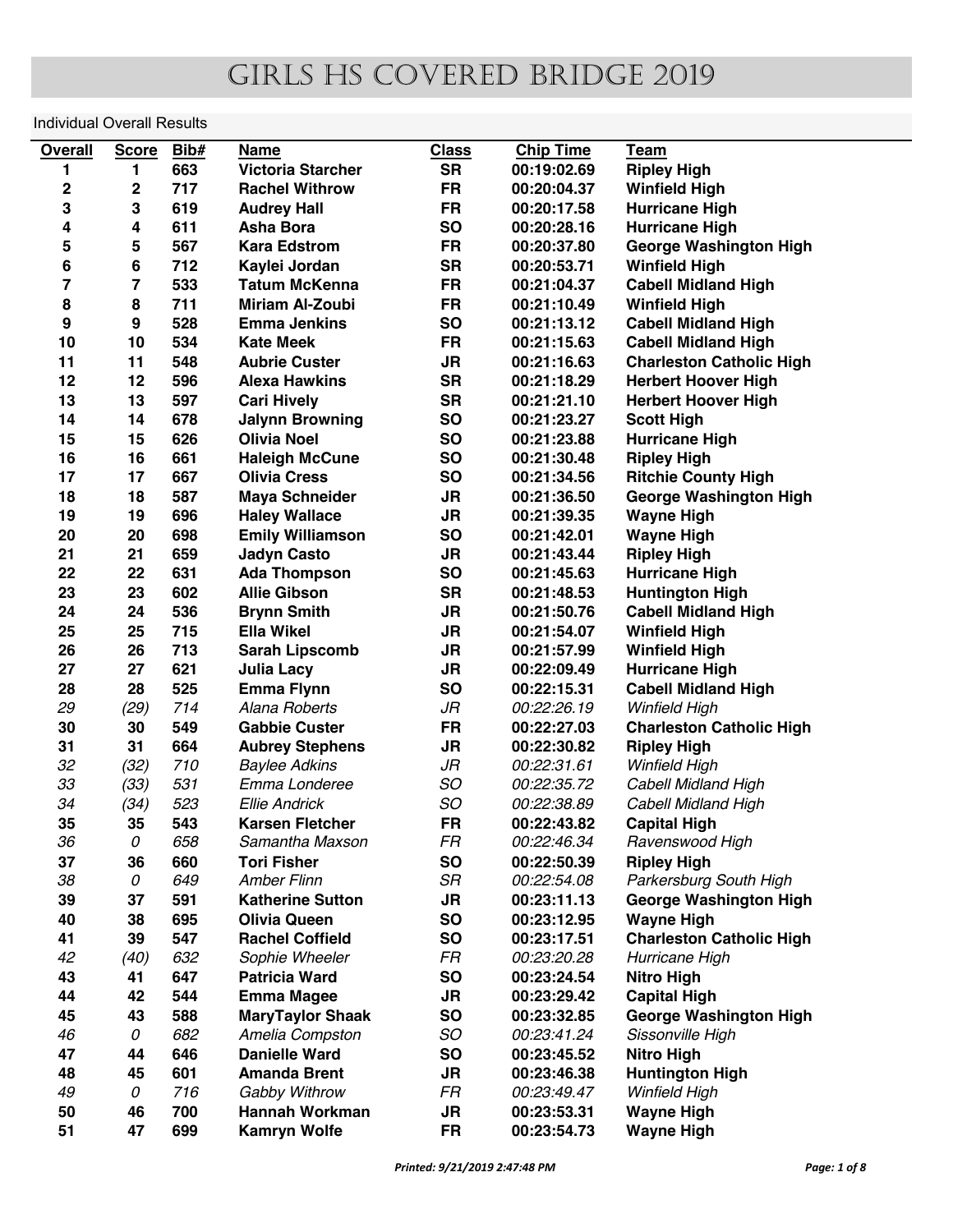# Girls HS Covered Bridge 2019

Individual Overall Results

| Overall | Score | Bib# | Name | Class | Chip Time | Team |
|---|---|---|---|---|---|---|
| **1** | **1** | **663** | **Victoria Starcher** | **SR** | **00:19:02.69** | **Ripley High** |
| **2** | **2** | **717** | **Rachel Withrow** | **FR** | **00:20:04.37** | **Winfield High** |
| **3** | **3** | **619** | **Audrey Hall** | **FR** | **00:20:17.58** | **Hurricane High** |
| **4** | **4** | **611** | **Asha Bora** | **SO** | **00:20:28.16** | **Hurricane High** |
| **5** | **5** | **567** | **Kara Edstrom** | **FR** | **00:20:37.80** | **George Washington High** |
| **6** | **6** | **712** | **Kaylei Jordan** | **SR** | **00:20:53.71** | **Winfield High** |
| **7** | **7** | **533** | **Tatum McKenna** | **FR** | **00:21:04.37** | **Cabell Midland High** |
| **8** | **8** | **711** | **Miriam Al-Zoubi** | **FR** | **00:21:10.49** | **Winfield High** |
| **9** | **9** | **528** | **Emma Jenkins** | **SO** | **00:21:13.12** | **Cabell Midland High** |
| **10** | **10** | **534** | **Kate Meek** | **FR** | **00:21:15.63** | **Cabell Midland High** |
| **11** | **11** | **548** | **Aubrie Custer** | **JR** | **00:21:16.63** | **Charleston Catholic High** |
| **12** | **12** | **596** | **Alexa Hawkins** | **SR** | **00:21:18.29** | **Herbert Hoover High** |
| **13** | **13** | **597** | **Cari Hively** | **SR** | **00:21:21.10** | **Herbert Hoover High** |
| **14** | **14** | **678** | **Jalynn Browning** | **SO** | **00:21:23.27** | **Scott High** |
| **15** | **15** | **626** | **Olivia Noel** | **SO** | **00:21:23.88** | **Hurricane High** |
| **16** | **16** | **661** | **Haleigh McCune** | **SO** | **00:21:30.48** | **Ripley High** |
| **17** | **17** | **667** | **Olivia Cress** | **SO** | **00:21:34.56** | **Ritchie County High** |
| **18** | **18** | **587** | **Maya Schneider** | **JR** | **00:21:36.50** | **George Washington High** |
| **19** | **19** | **696** | **Haley Wallace** | **JR** | **00:21:39.35** | **Wayne High** |
| **20** | **20** | **698** | **Emily Williamson** | **SO** | **00:21:42.01** | **Wayne High** |
| **21** | **21** | **659** | **Jadyn Casto** | **JR** | **00:21:43.44** | **Ripley High** |
| **22** | **22** | **631** | **Ada Thompson** | **SO** | **00:21:45.63** | **Hurricane High** |
| **23** | **23** | **602** | **Allie Gibson** | **SR** | **00:21:48.53** | **Huntington High** |
| **24** | **24** | **536** | **Brynn Smith** | **JR** | **00:21:50.76** | **Cabell Midland High** |
| **25** | **25** | **715** | **Ella Wikel** | **JR** | **00:21:54.07** | **Winfield High** |
| **26** | **26** | **713** | **Sarah Lipscomb** | **JR** | **00:21:57.99** | **Winfield High** |
| **27** | **27** | **621** | **Julia Lacy** | **JR** | **00:22:09.49** | **Hurricane High** |
| **28** | **28** | **525** | **Emma Flynn** | **SO** | **00:22:15.31** | **Cabell Midland High** |
| *29* | *(29)* | *714* | *Alana Roberts* | *JR* | *00:22:26.19* | *Winfield High* |
| **30** | **30** | **549** | **Gabbie Custer** | **FR** | **00:22:27.03** | **Charleston Catholic High** |
| **31** | **31** | **664** | **Aubrey Stephens** | **JR** | **00:22:30.82** | **Ripley High** |
| *32* | *(32)* | *710* | *Baylee Adkins* | *JR* | *00:22:31.61* | *Winfield High* |
| *33* | *(33)* | *531* | *Emma Londeree* | *SO* | *00:22:35.72* | *Cabell Midland High* |
| *34* | *(34)* | *523* | *Ellie Andrick* | *SO* | *00:22:38.89* | *Cabell Midland High* |
| **35** | **35** | **543** | **Karsen Fletcher** | **FR** | **00:22:43.82** | **Capital High** |
| *36* | *0* | *658* | *Samantha Maxson* | *FR* | *00:22:46.34* | *Ravenswood High* |
| **37** | **36** | **660** | **Tori Fisher** | **SO** | **00:22:50.39** | **Ripley High** |
| *38* | *0* | *649* | *Amber Flinn* | *SR* | *00:22:54.08* | *Parkersburg South High* |
| **39** | **37** | **591** | **Katherine Sutton** | **JR** | **00:23:11.13** | **George Washington High** |
| **40** | **38** | **695** | **Olivia Queen** | **SO** | **00:23:12.95** | **Wayne High** |
| **41** | **39** | **547** | **Rachel Coffield** | **SO** | **00:23:17.51** | **Charleston Catholic High** |
| *42* | *(40)* | *632* | *Sophie Wheeler* | *FR* | *00:23:20.28* | *Hurricane High* |
| **43** | **41** | **647** | **Patricia Ward** | **SO** | **00:23:24.54** | **Nitro High** |
| **44** | **42** | **544** | **Emma Magee** | **JR** | **00:23:29.42** | **Capital High** |
| **45** | **43** | **588** | **MaryTaylor Shaak** | **SO** | **00:23:32.85** | **George Washington High** |
| *46* | *0* | *682* | *Amelia Compston* | *SO* | *00:23:41.24* | *Sissonville High* |
| **47** | **44** | **646** | **Danielle Ward** | **SO** | **00:23:45.52** | **Nitro High** |
| **48** | **45** | **601** | **Amanda Brent** | **JR** | **00:23:46.38** | **Huntington High** |
| *49* | *0* | *716* | *Gabby Withrow* | *FR* | *00:23:49.47* | *Winfield High* |
| **50** | **46** | **700** | **Hannah Workman** | **JR** | **00:23:53.31** | **Wayne High** |
| **51** | **47** | **699** | **Kamryn Wolfe** | **FR** | **00:23:54.73** | **Wayne High** |

Printed: 9/21/2019 2:47:48 PM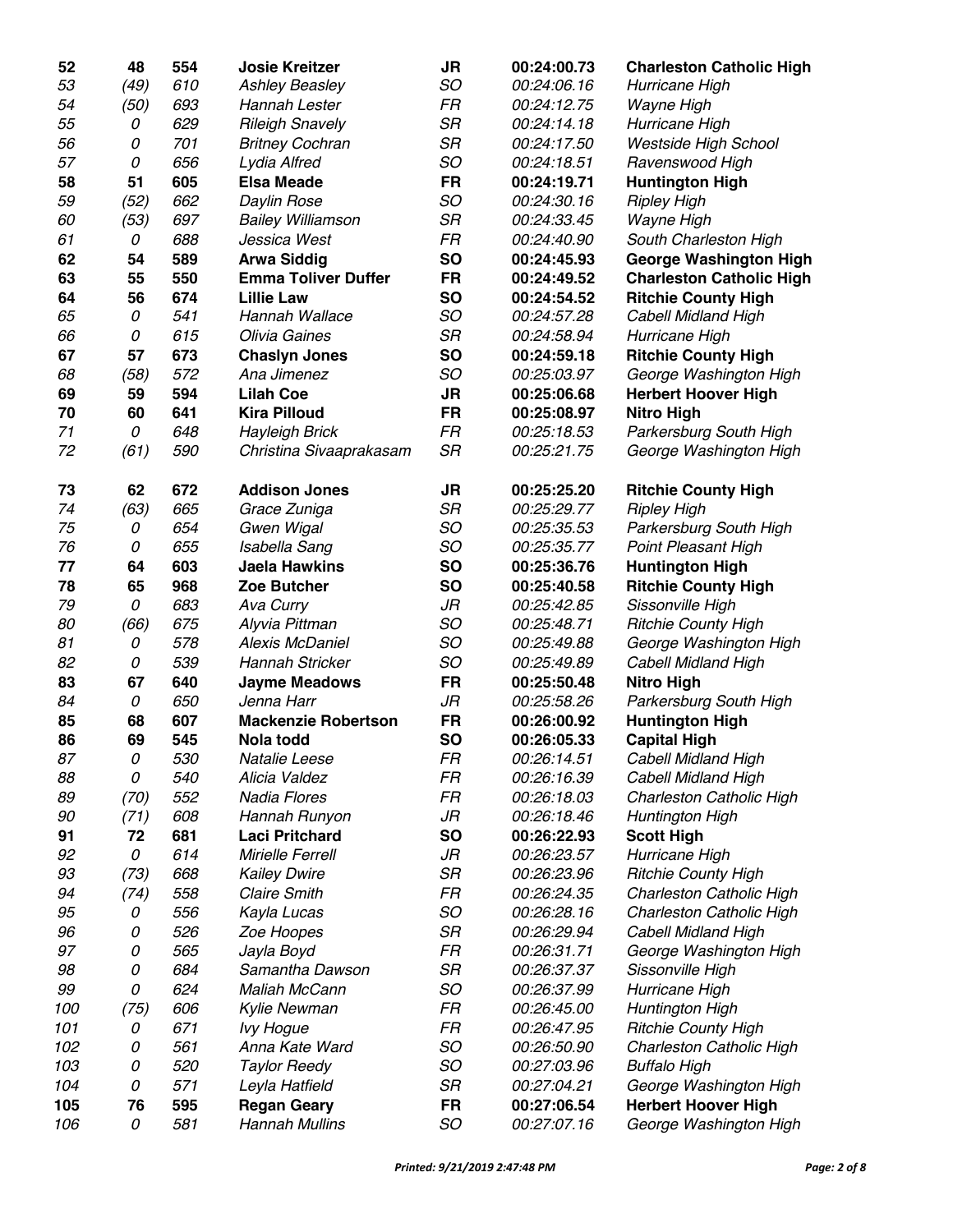| | | | | | | |
|---|---|---|---|---|---|---|
| **52** | **48** | **554** | **Josie Kreitzer** | **JR** | **00:24:00.73** | **Charleston Catholic High** |
| *53* | *(49)* | *610* | *Ashley Beasley* | *SO* | *00:24:06.16* | *Hurricane High* |
| *54* | *(50)* | *693* | *Hannah Lester* | *FR* | *00:24:12.75* | *Wayne High* |
| *55* | *0* | *629* | *Rileigh Snavely* | *SR* | *00:24:14.18* | *Hurricane High* |
| *56* | *0* | *701* | *Britney Cochran* | *SR* | *00:24:17.50* | *Westside High School* |
| *57* | *0* | *656* | *Lydia Alfred* | *SO* | *00:24:18.51* | *Ravenswood High* |
| **58** | **51** | **605** | **Elsa Meade** | **FR** | **00:24:19.71** | **Huntington High** |
| *59* | *(52)* | *662* | *Daylin Rose* | *SO* | *00:24:30.16* | *Ripley High* |
| *60* | *(53)* | *697* | *Bailey Williamson* | *SR* | *00:24:33.45* | *Wayne High* |
| *61* | *0* | *688* | *Jessica West* | *FR* | *00:24:40.90* | *South Charleston High* |
| **62** | **54** | **589** | **Arwa Siddig** | **SO** | **00:24:45.93** | **George Washington High** |
| **63** | **55** | **550** | **Emma Toliver Duffer** | **FR** | **00:24:49.52** | **Charleston Catholic High** |
| **64** | **56** | **674** | **Lillie Law** | **SO** | **00:24:54.52** | **Ritchie County High** |
| *65* | *0* | *541* | *Hannah Wallace* | *SO* | *00:24:57.28* | *Cabell Midland High* |
| *66* | *0* | *615* | *Olivia Gaines* | *SR* | *00:24:58.94* | *Hurricane High* |
| **67** | **57** | **673** | **Chaslyn Jones** | **SO** | **00:24:59.18** | **Ritchie County High** |
| *68* | *(58)* | *572* | *Ana Jimenez* | *SO* | *00:25:03.97* | *George Washington High* |
| **69** | **59** | **594** | **Lilah Coe** | **JR** | **00:25:06.68** | **Herbert Hoover High** |
| **70** | **60** | **641** | **Kira Pilloud** | **FR** | **00:25:08.97** | **Nitro High** |
| *71* | *0* | *648* | *Hayleigh Brick* | *FR* | *00:25:18.53* | *Parkersburg South High* |
| *72* | *(61)* | *590* | *Christina Sivaaprakasam* | *SR* | *00:25:21.75* | *George Washington High* |
| **73** | **62** | **672** | **Addison Jones** | **JR** | **00:25:25.20** | **Ritchie County High** |
| *74* | *(63)* | *665* | *Grace Zuniga* | *SR* | *00:25:29.77* | *Ripley High* |
| *75* | *0* | *654* | *Gwen Wigal* | *SO* | *00:25:35.53* | *Parkersburg South High* |
| *76* | *0* | *655* | *Isabella Sang* | *SO* | *00:25:35.77* | *Point Pleasant High* |
| **77** | **64** | **603** | **Jaela Hawkins** | **SO** | **00:25:36.76** | **Huntington High** |
| **78** | **65** | **968** | **Zoe Butcher** | **SO** | **00:25:40.58** | **Ritchie County High** |
| *79* | *0* | *683* | *Ava Curry* | *JR* | *00:25:42.85* | *Sissonville High* |
| *80* | *(66)* | *675* | *Alyvia Pittman* | *SO* | *00:25:48.71* | *Ritchie County High* |
| *81* | *0* | *578* | *Alexis McDaniel* | *SO* | *00:25:49.88* | *George Washington High* |
| *82* | *0* | *539* | *Hannah Stricker* | *SO* | *00:25:49.89* | *Cabell Midland High* |
| **83** | **67** | **640** | **Jayme Meadows** | **FR** | **00:25:50.48** | **Nitro High** |
| *84* | *0* | *650* | *Jenna Harr* | *JR* | *00:25:58.26* | *Parkersburg South High* |
| **85** | **68** | **607** | **Mackenzie Robertson** | **FR** | **00:26:00.92** | **Huntington High** |
| **86** | **69** | **545** | **Nola todd** | **SO** | **00:26:05.33** | **Capital High** |
| *87* | *0* | *530* | *Natalie Leese* | *FR* | *00:26:14.51* | *Cabell Midland High* |
| *88* | *0* | *540* | *Alicia Valdez* | *FR* | *00:26:16.39* | *Cabell Midland High* |
| *89* | *(70)* | *552* | *Nadia Flores* | *FR* | *00:26:18.03* | *Charleston Catholic High* |
| *90* | *(71)* | *608* | *Hannah Runyon* | *JR* | *00:26:18.46* | *Huntington High* |
| **91** | **72** | **681** | **Laci Pritchard** | **SO** | **00:26:22.93** | **Scott High** |
| *92* | *0* | *614* | *Mirielle Ferrell* | *JR* | *00:26:23.57* | *Hurricane High* |
| *93* | *(73)* | *668* | *Kailey Dwire* | *SR* | *00:26:23.96* | *Ritchie County High* |
| *94* | *(74)* | *558* | *Claire Smith* | *FR* | *00:26:24.35* | *Charleston Catholic High* |
| *95* | *0* | *556* | *Kayla Lucas* | *SO* | *00:26:28.16* | *Charleston Catholic High* |
| *96* | *0* | *526* | *Zoe Hoopes* | *SR* | *00:26:29.94* | *Cabell Midland High* |
| *97* | *0* | *565* | *Jayla Boyd* | *FR* | *00:26:31.71* | *George Washington High* |
| *98* | *0* | *684* | *Samantha Dawson* | *SR* | *00:26:37.37* | *Sissonville High* |
| *99* | *0* | *624* | *Maliah McCann* | *SO* | *00:26:37.99* | *Hurricane High* |
| *100* | *(75)* | *606* | *Kylie Newman* | *FR* | *00:26:45.00* | *Huntington High* |
| *101* | *0* | *671* | *Ivy Hogue* | *FR* | *00:26:47.95* | *Ritchie County High* |
| *102* | *0* | *561* | *Anna Kate Ward* | *SO* | *00:26:50.90* | *Charleston Catholic High* |
| *103* | *0* | *520* | *Taylor Reedy* | *SO* | *00:27:03.96* | *Buffalo High* |
| *104* | *0* | *571* | *Leyla Hatfield* | *SR* | *00:27:04.21* | *George Washington High* |
| **105** | **76** | **595** | **Regan Geary** | **FR** | **00:27:06.54** | **Herbert Hoover High** |
| *106* | *0* | *581* | *Hannah Mullins* | *SO* | *00:27:07.16* | *George Washington High* |

*Printed: 9/21/2019 2:47:48 PM*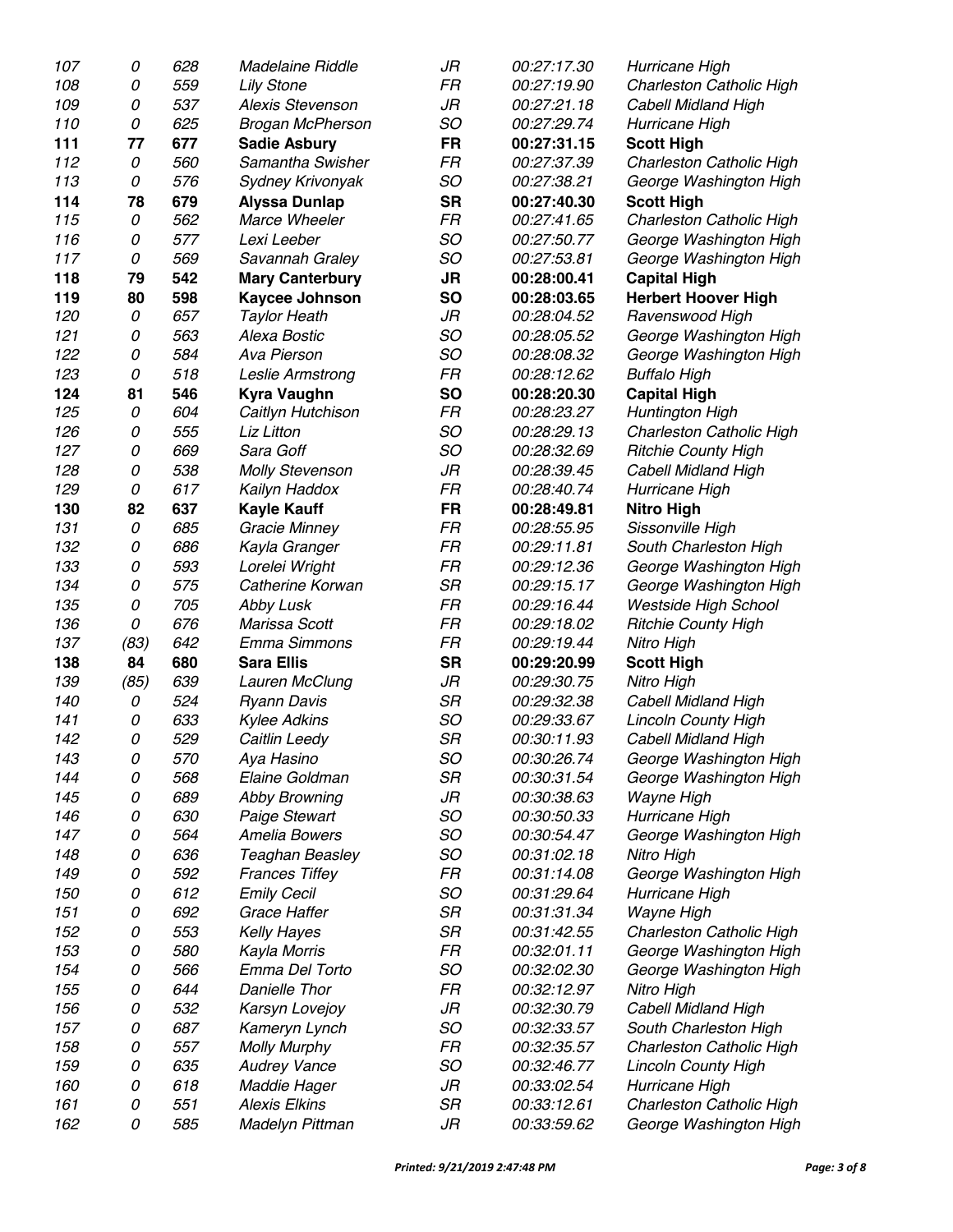| | | | | | | |
|---|---|---|---|---|---|---|
| *107* | *0* | *628* | *Madelaine Riddle* | *JR* | *00:27:17.30* | *Hurricane High* |
| *108* | *0* | *559* | *Lily Stone* | *FR* | *00:27:19.90* | *Charleston Catholic High* |
| *109* | *0* | *537* | *Alexis Stevenson* | *JR* | *00:27:21.18* | *Cabell Midland High* |
| *110* | *0* | *625* | *Brogan McPherson* | *SO* | *00:27:29.74* | *Hurricane High* |
| **111** | **77** | **677** | **Sadie Asbury** | **FR** | **00:27:31.15** | **Scott High** |
| *112* | *0* | *560* | *Samantha Swisher* | *FR* | *00:27:37.39* | *Charleston Catholic High* |
| *113* | *0* | *576* | *Sydney Krivonyak* | *SO* | *00:27:38.21* | *George Washington High* |
| **114** | **78** | **679** | **Alyssa Dunlap** | **SR** | **00:27:40.30** | **Scott High** |
| *115* | *0* | *562* | *Marce Wheeler* | *FR* | *00:27:41.65* | *Charleston Catholic High* |
| *116* | *0* | *577* | *Lexi Leeber* | *SO* | *00:27:50.77* | *George Washington High* |
| *117* | *0* | *569* | *Savannah Graley* | *SO* | *00:27:53.81* | *George Washington High* |
| **118** | **79** | **542** | **Mary Canterbury** | **JR** | **00:28:00.41** | **Capital High** |
| **119** | **80** | **598** | **Kaycee Johnson** | **SO** | **00:28:03.65** | **Herbert Hoover High** |
| *120* | *0* | *657* | *Taylor Heath* | *JR* | *00:28:04.52* | *Ravenswood High* |
| *121* | *0* | *563* | *Alexa Bostic* | *SO* | *00:28:05.52* | *George Washington High* |
| *122* | *0* | *584* | *Ava Pierson* | *SO* | *00:28:08.32* | *George Washington High* |
| *123* | *0* | *518* | *Leslie Armstrong* | *FR* | *00:28:12.62* | *Buffalo High* |
| **124** | **81** | **546** | **Kyra Vaughn** | **SO** | **00:28:20.30** | **Capital High** |
| *125* | *0* | *604* | *Caitlyn Hutchison* | *FR* | *00:28:23.27* | *Huntington High* |
| *126* | *0* | *555* | *Liz Litton* | *SO* | *00:28:29.13* | *Charleston Catholic High* |
| *127* | *0* | *669* | *Sara Goff* | *SO* | *00:28:32.69* | *Ritchie County High* |
| *128* | *0* | *538* | *Molly Stevenson* | *JR* | *00:28:39.45* | *Cabell Midland High* |
| *129* | *0* | *617* | *Kailyn Haddox* | *FR* | *00:28:40.74* | *Hurricane High* |
| **130** | **82** | **637** | **Kayle Kauff** | **FR** | **00:28:49.81** | **Nitro High** |
| *131* | *0* | *685* | *Gracie Minney* | *FR* | *00:28:55.95* | *Sissonville High* |
| *132* | *0* | *686* | *Kayla Granger* | *FR* | *00:29:11.81* | *South Charleston High* |
| *133* | *0* | *593* | *Lorelei Wright* | *FR* | *00:29:12.36* | *George Washington High* |
| *134* | *0* | *575* | *Catherine Korwan* | *SR* | *00:29:15.17* | *George Washington High* |
| *135* | *0* | *705* | *Abby Lusk* | *FR* | *00:29:16.44* | *Westside High School* |
| *136* | *0* | *676* | *Marissa Scott* | *FR* | *00:29:18.02* | *Ritchie County High* |
| *137* | *(83)* | *642* | *Emma Simmons* | *FR* | *00:29:19.44* | *Nitro High* |
| **138** | **84** | **680** | **Sara Ellis** | **SR** | **00:29:20.99** | **Scott High** |
| *139* | *(85)* | *639* | *Lauren McClung* | *JR* | *00:29:30.75* | *Nitro High* |
| *140* | *0* | *524* | *Ryann Davis* | *SR* | *00:29:32.38* | *Cabell Midland High* |
| *141* | *0* | *633* | *Kylee Adkins* | *SO* | *00:29:33.67* | *Lincoln County High* |
| *142* | *0* | *529* | *Caitlin Leedy* | *SR* | *00:30:11.93* | *Cabell Midland High* |
| *143* | *0* | *570* | *Aya Hasino* | *SO* | *00:30:26.74* | *George Washington High* |
| *144* | *0* | *568* | *Elaine Goldman* | *SR* | *00:30:31.54* | *George Washington High* |
| *145* | *0* | *689* | *Abby Browning* | *JR* | *00:30:38.63* | *Wayne High* |
| *146* | *0* | *630* | *Paige Stewart* | *SO* | *00:30:50.33* | *Hurricane High* |
| *147* | *0* | *564* | *Amelia Bowers* | *SO* | *00:30:54.47* | *George Washington High* |
| *148* | *0* | *636* | *Teaghan Beasley* | *SO* | *00:31:02.18* | *Nitro High* |
| *149* | *0* | *592* | *Frances Tiffey* | *FR* | *00:31:14.08* | *George Washington High* |
| *150* | *0* | *612* | *Emily Cecil* | *SO* | *00:31:29.64* | *Hurricane High* |
| *151* | *0* | *692* | *Grace Haffer* | *SR* | *00:31:31.34* | *Wayne High* |
| *152* | *0* | *553* | *Kelly Hayes* | *SR* | *00:31:42.55* | *Charleston Catholic High* |
| *153* | *0* | *580* | *Kayla Morris* | *FR* | *00:32:01.11* | *George Washington High* |
| *154* | *0* | *566* | *Emma Del Torto* | *SO* | *00:32:02.30* | *George Washington High* |
| *155* | *0* | *644* | *Danielle Thor* | *FR* | *00:32:12.97* | *Nitro High* |
| *156* | *0* | *532* | *Karsyn Lovejoy* | *JR* | *00:32:30.79* | *Cabell Midland High* |
| *157* | *0* | *687* | *Kameryn Lynch* | *SO* | *00:32:33.57* | *South Charleston High* |
| *158* | *0* | *557* | *Molly Murphy* | *FR* | *00:32:35.57* | *Charleston Catholic High* |
| *159* | *0* | *635* | *Audrey Vance* | *SO* | *00:32:46.77* | *Lincoln County High* |
| *160* | *0* | *618* | *Maddie Hager* | *JR* | *00:33:02.54* | *Hurricane High* |
| *161* | *0* | *551* | *Alexis Elkins* | *SR* | *00:33:12.61* | *Charleston Catholic High* |
| *162* | *0* | *585* | *Madelyn Pittman* | *JR* | *00:33:59.62* | *George Washington High* |

***Printed: 9/21/2019 2:47:48 PM***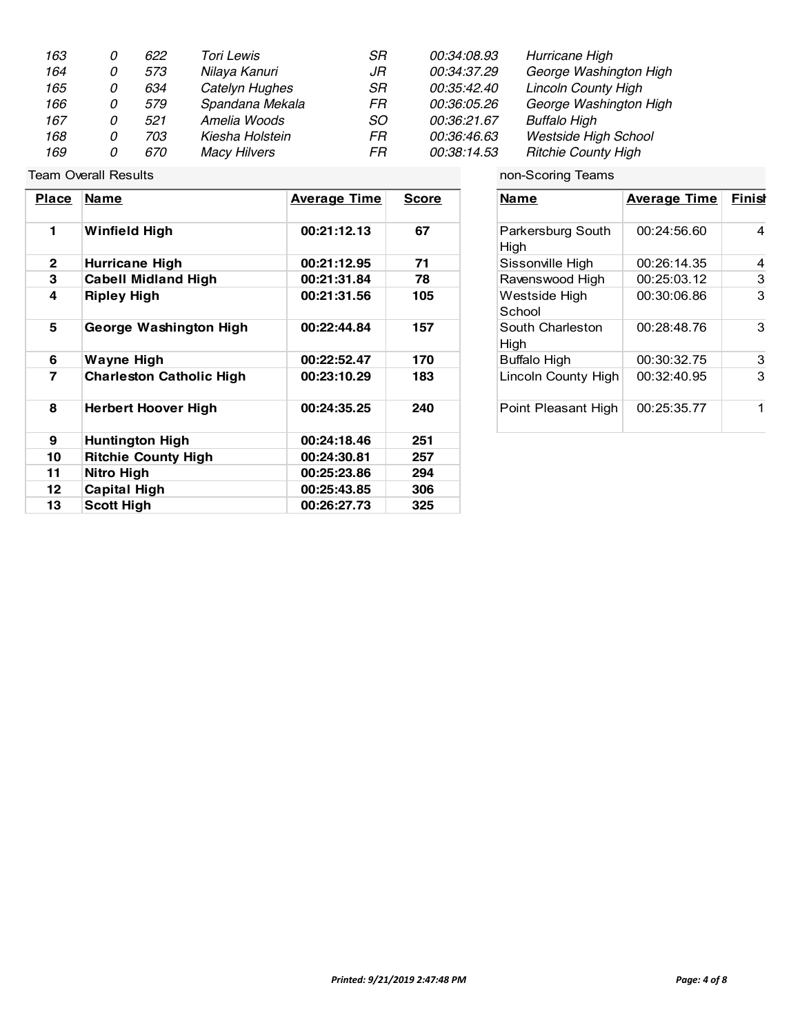| | | | | | | |
|---|---|---|---|---|---|---|
| *163* | *0* | *622* | *Tori Lewis* | *SR* | *00:34:08.93* | *Hurricane High* |
| *164* | *0* | *573* | *Nilaya Kanuri* | *JR* | *00:34:37.29* | *George Washington High* |
| *165* | *0* | *634* | *Catelyn Hughes* | *SR* | *00:35:42.40* | *Lincoln County High* |
| *166* | *0* | *579* | *Spandana Mekala* | *FR* | *00:36:05.26* | *George Washington High* |
| *167* | *0* | *521* | *Amelia Woods* | *SO* | *00:36:21.67* | *Buffalo High* |
| *168* | *0* | *703* | *Kiesha Holstein* | *FR* | *00:36:46.63* | *Westside High School* |
| *169* | *0* | *670* | *Macy Hilvers* | *FR* | *00:38:14.53* | *Ritchie County High* |

Team Overall Results

| Place | Name | Average Time | Score |
|---|---|---|---|
| **1** | **Winfield High** | **00:21:12.13** | **67** |
| **2** | **Hurricane High** | **00:21:12.95** | **71** |
| **3** | **Cabell Midland High** | **00:21:31.84** | **78** |
| **4** | **Ripley High** | **00:21:31.56** | **105** |
| **5** | **George Washington High** | **00:22:44.84** | **157** |
| **6** | **Wayne High** | **00:22:52.47** | **170** |
| **7** | **Charleston Catholic High** | **00:23:10.29** | **183** |
| **8** | **Herbert Hoover High** | **00:24:35.25** | **240** |
| **9** | **Huntington High** | **00:24:18.46** | **251** |
| **10** | **Ritchie County High** | **00:24:30.81** | **257** |
| **11** | **Nitro High** | **00:25:23.86** | **294** |
| **12** | **Capital High** | **00:25:43.85** | **306** |
| **13** | **Scott High** | **00:26:27.73** | **325** |

non-Scoring Teams

| Name | Average Time | Finish |
|---|---|---|
| Parkersburg South High | 00:24:56.60 | 4 |
| Sissonville High | 00:26:14.35 | 4 |
| Ravenswood High | 00:25:03.12 | 3 |
| Westside High School | 00:30:06.86 | 3 |
| South Charleston High | 00:28:48.76 | 3 |
| Buffalo High | 00:30:32.75 | 3 |
| Lincoln County High | 00:32:40.95 | 3 |
| Point Pleasant High | 00:25:35.77 | 1 |

***Printed: 9/21/2019 2:47:48 PM***